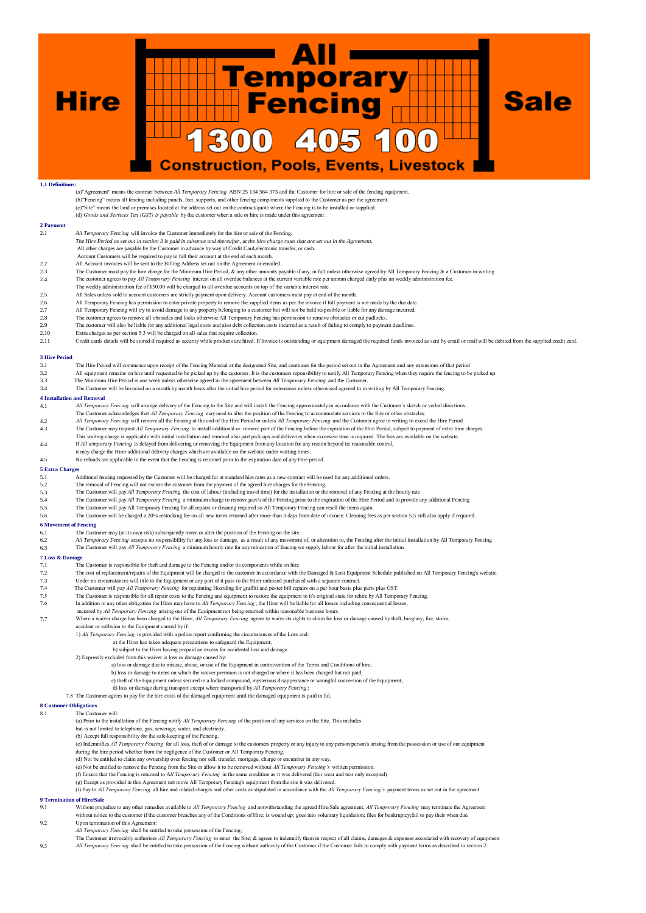# Hire | All Temporary Fencing | Sale

**1300 405 100**

**Construction, Pools, Events, Livestock**

### 1.1 Definitions:

(a)"Agreement" means the contract between *All Temporary Fencing* ABN 25 134 564 373 and the Customer for hire or sale of the fencing equipment.

(b)"Fencing" means all fencing including panels, feet, supports, and other fencing components supplied to the Customer as per the agreement.

(c)"Site" means the land or premises located at the address set out on the contract/quote where the Fencing is to be installed or supplied.

(d) *Goods and Services Tax (GST) is payable* by the customer when a sale or hire is made under this agreement .

### 2 Payment

2.1 *All Temporary Fencing* will invoice the Customer immediately for the hire or sale of the Fencing.
*The Hire Period as set out in section 3 is paid in advance and thereafter, at the hire charge rates that are set out in the Agreement.*
All other charges are payable by the Customer in advance by way of Credit Card,electronic transfer, or cash.
Account Customers will be required to pay in full their account at the end of each month.

2.2 All Account invoices will be sent to the Billing Address set out on the Agreement or emailed.

2.3 The Customer must pay the hire charge for the Minimum Hire Period, & any other amounts payable if any, in full unless otherwise agreed by All Temporary Fencing & a Customer in writing

2.4 The customer agrees to pay *All Temporary Fencing* interest on all overdue balances at the current variable rate per annum charged daily plus an weekly administration fee.
The weekly administration fee of $30.00 will be charged to all overdue accounts on top of the variable interest rate.

2.5 All Sales unless sold to account customers are strictly payment upon delivery. Account customers must pay at end of the month.

2.6 All Temporary Fencing has permission to enter private property to remove the supplied items as per the invoice if full payment is not made by the due date.

2.7 All Temporary Fencing will try to avoid damage to any property belonging to a customer but will not be held resposible or liable for any damage incurred.

2.8 The customer agrees to remove all obstacles and locks otherwise All Temporary Fencing has permission to remove obstacles or cut padlocks.

2.9 The customer will also be liable for any additional legal costs and also debt collection costs incurred as a result of failing to comply to payment deadlines.

2.10 Extra charges as per section 5.3 will be charged on all sales that require collection.

2.11 Credit cards details will be stored if required as security while products are hired. If Invoice is outstanding or equipment damaged the required funds invoiced as sent by email or mail will be debited from the supplied credit card.

### 3 Hire Period

3.1 The Hire Period will commence upon receipt of the Fencing Material at the designated Site, and continues for the period set out in the Agreement.and any extensions of that period

3.2 All equipment remains on hire until requested to be picked up by the customer. It is the customers reponsibility to notify All Temporary Fencing when they require the fencing to be picked up.

3.3 The Minimum Hire Period is one week unless otherwise agreed in the agreement between *All Temporary Fencing* and the Customer.

3.4 The Customer will be Invocied on a month by month basis after the initial hire period for extensions unless otherwised agreed to in writing by All Temporary Fencing.

### 4 Installation and Removal

4.1 *All Temporary Fencing* will arrange delivery of the Fencing to the Site and will install the Fencing approximately in accordance with the Customer's sketch or verbal directions.
The Customer acknowledges that *All Temporary Fencing* may need to alter the position of the Fencing to accommodate services to the Site or other obstacles.

4.2 *All Temporary Fencing* will remove all the Fencing at the end of the Hire Period or unless *All Temporary Fencing* and the Customer agree in writing to exend the Hire Period

4.3 The Customer may request *All Temporary Fencing* to install additional or remove part of the Fencing before the expiration of the Hire Period, subject to payment of extra time charges.
This waiting charge is applicable with initial installation and removal also part pick ups and deliveries when exceesive time is required. The fees are available on the website.

4.4 If *All temporary Fencing* is delayed from delivering or removing the Equipment from any location for any reason beyond its reasonable control,
it may charge the Hirer additional delivery charges which are available on the website under waiting times.

4.5 No refunds are applicable in the event that the Fencing is returned prior to the expiration date of any Hire period.

### 5 Extra Charges

5.1 Additonal fencing requested by the Customer will be charged for at standard hire rates as a new contract will be used for any additional orders.

5.2 The removal of Fencing will not excuse the customer from the payment of the agreed hire charges for the Fencing.

5.3 The Customer will pay *All Temporary Fencing* the cost of labour (including travel time) for the installation or the removal of any Fencing at the hourly rate

5.4 The Customer will pay *All Temporary Fencing* a minimum charge to remove part/s of the Fencing prior to the expiration of the Hire Period and to provide any additional Fencing

5.5 The Customer will pay All Temporary Fencing for all repairs or cleaning required so All Temporary Fencing can resell the items again.

5.6 The Customer will be charged a 20% restocking fee on all new items returned after more than 3 days from date of invoice. Cleaning fees as per section 5.5 still also apply if required.

### 6 Movement of Fencing

6.1 The Customer may (at its own risk) subsequently move or alter the position of the Fencing on the site.

6.2 *All Temporary Fencing* accepts no responsibility for any loss or damage, as a result of any movement of, or alteration to, the Fencing after the initial installation by All Temporary Fencing

6.3 The Customer will pay *All Temporary Fencing* a minimum hourly rate for any relocation of fencing we supply labour for after the initial installation.

### 7 Loss & Damage

7.1 The Customer is responsible for theft and damage to the Fencing and/or its components while on hire

7.2 The cost of replacement/repairs of the Equipment will be charged to the customer in accordance with the Damaged & Lost Equipment Schedule published on All Temporary Fencing's website.

7.3 Under no circumstances will title to the Equipment or any part of it pass to the Hirer unlessed purchased with a separate contract.

7.4 The Customer will pay *All Temporary Fencing* for repainting Hoarding for graffiti and poster bill repairs on a per hour basis plus parts plus GST.

7.5 The Customer is responsible for all repair costs to the Fencing and equipment to restore the equipment to it's original state for rehire by All Temporary Fencing.

7.6 In addition to any other obligation the Hirer may have to *All Temporary Fencing* , the Hirer will be liable for all losses including consequential losses,
incurred by *All Temporary Fencing* arising out of the Equipment not being returned within reasonable business hours.

7.7 Where a waiver charge has been charged to the Hirer, *All Temporary Fencing* agrees to waive its rights to claim for loss or damage caused by theft, burglary, fire, storm,
accident or collision to the Equipment caused by if:

1) *All Temporary Fencing* is provided with a police report confirming the circumstances of the Loss and:
   - a) the Hirer has taken adequate precautions to safeguard the Equipment;
   - b) subject to the Hirer having prepaid an excess for accidental loss and damage.

2) Expressly excluded from this waiver is loss or damage caused by:
   - a) loss or damage due to misuse, abuse, or use of the Equipment in contravention of the Terms and Conditions of hire;
   - b) loss or damage to items on which the waiver premium is not charged or where it has been charged but not paid;
   - c) theft of the Equipment unless secured in a locked compound, mysterious disappearance or wrongful conversion of the Equipment;
   - d) loss or damage during transport except where transported by *All Temporary Fencing* ;

7.8 The Customer agrees to pay for the hire costs of the damaged equipment until the damaged equipment is paid in ful.

### 8 Customer Obligations

8.1 The Customer will:

(a) Prior to the installation of the Fencing notify *All Temporary Fencing* of the position of any services on the Site. This includes
but is not limited to telephone, gas, sewerage, water, and electricity.

(b) Accept full responsibility for the safe-keeping of the Fencing.

(c) Indemnifies *All Temporary Fencing* for all loss, theft of or damage to the customers property or any injury to any person/person's arising from the possession or use of our equipment
during the hire period whether from the negligence of the Customer or All Temporary Fencing.

(d) Not be entitled to claim any ownership over fencing nor sell, transfer, mortgage, charge or encumber in any way.

(e) Not be entitled to remove the Fencing from the Site or allow it to be removed without *All Temporary Fencing's* written permission.

(f) Ensure that the Fencing is returned to A*ll Temporary Fencing* in the same condition as it was delivered (fair wear and tear only excepted)

(g) Except as provided in this Agreement not move All Temporary Fencing's equipment from the site it was delivered.

(i) Pay to *All Temporary Fencing* all hire and related charges and other costs as stipulated in accordance with the *All Temporary Fencing's* payment terms as set out in the agreement.

### 9 Termination of Hire/Sale

9.1 Without prejudice to any other remedies available to *All Temporary Fencing* and notwithstanding the agreed Hire/Sale agreement, *All Temporary Fencing* may terminate the Agreement
without notice to the customer if the customer breaches any of the Conditions of Hire; is wound up; goes into voluntary liquidation; files for bankruptcy;fail to pay their when due.

9.2 Upon termination of this Agreement:
*All Temporary Fencing* shall be entitled to take possession of the Fencing;
The Customer irrevocably authorises *All Temporary Fencing* to enter the Site; & agrees to indemnify them in respect of all claims, damages & expenses associated with recovery of equipment

9.3 *All Temporary Fencing* shall be entitled to take possession of the Fencing without authority of the Customer if the Customer fails to comply with payment terms as described in section 2.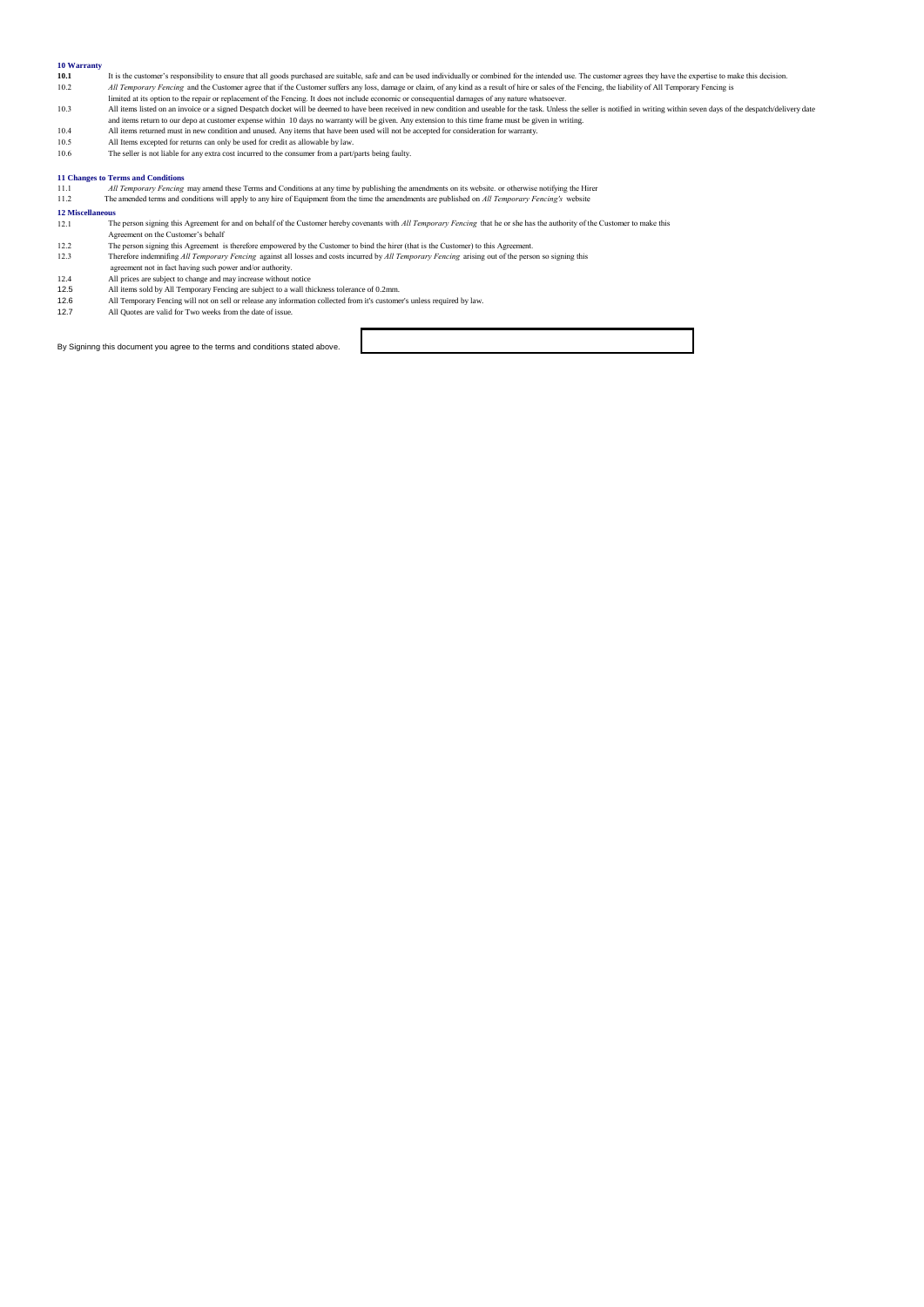**10 Warranty**

**10.1** It is the customer's responsibility to ensure that all goods purchased are suitable, safe and can be used individually or combined for the intended use. The customer agrees they have the expertise to make this decision.

10.2 *All Temporary Fencing* and the Customer agree that if the Customer suffers any loss, damage or claim, of any kind as a result of hire or sales of the Fencing, the liability of All Temporary Fencing is limited at its option to the repair or replacement of the Fencing. It does not include economic or consequential damages of any nature whatsoever.

10.3 All items listed on an invoice or a signed Despatch docket will be deemed to have been received in new condition and useable for the task. Unless the seller is notified in writing within seven days of the despatch/delivery date and items return to our depo at customer expense within 10 days no warranty will be given. Any extension to this time frame must be given in writing.

10.4 All items returned must in new condition and unused. Any items that have been used will not be accepted for consideration for warranty.

10.5 All Items excepted for returns can only be used for credit as allowable by law.

10.6 The seller is not liable for any extra cost incurred to the consumer from a part/parts being faulty.

**11 Changes to Terms and Conditions**

11.1 *All Temporary Fencing* may amend these Terms and Conditions at any time by publishing the amendments on its website. or otherwise notifying the Hirer

11.2 The amended terms and conditions will apply to any hire of Equipment from the time the amendments are published on *All Temporary Fencing's* website

**12 Miscellaneous**

12.1 The person signing this Agreement for and on behalf of the Customer hereby covenants with *All Temporary Fencing* that he or she has the authority of the Customer to make this Agreement on the Customer's behalf

12.2 The person signing this Agreement is therefore empowered by the Customer to bind the hirer (that is the Customer) to this Agreement.

12.3 Therefore indemnifing *All Temporary Fencing* against all losses and costs incurred by *All Temporary Fencing* arising out of the person so signing this agreement not in fact having such power and/or authority.

12.4 All prices are subject to change and may increase without notice

12.5 All items sold by All Temporary Fencing are subject to a wall thickness tolerance of 0.2mm.

12.6 All Temporary Fencing will not on sell or release any information collected from it's customer's unless required by law.

12.7 All Quotes are valid for Two weeks from the date of issue.

By Signinng this document you agree to the terms and conditions stated above.